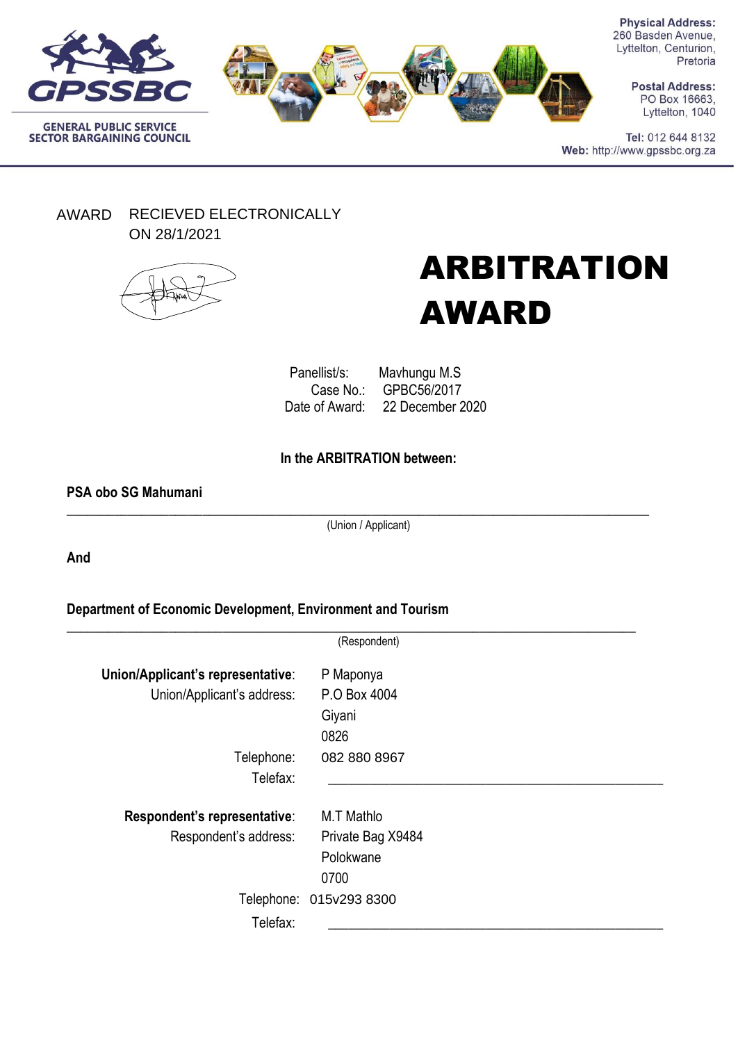GPSSBC

GENERAL PUBLIC SERVICE SECTOR BARGAINING COUNCIL

**Physical Address:**
260 Basden Avenue,
Lyttelton, Centurion,
Pretoria

**Postal Address:**
PO Box 16663,
Lyttelton, 1040

**Tel:** 012 644 8132
**Web:** http://www.gpssbc.org.za

AWARD RECIEVED ELECTRONICALLY ON 28/1/2021

# ARBITRATION AWARD

Panellist/s: Mavhungu M.S
Case No.: GPBC56/2017
Date of Award: 22 December 2020

**In the ARBITRATION between:**

**PSA obo SG Mahumani**

(Union / Applicant)

**And**

**Department of Economic Development, Environment and Tourism**

(Respondent)

**Union/Applicant's representative**: P Maponya
Union/Applicant's address: P.O Box 4004
Giyani
0826
Telephone: 082 880 8967
Telefax: ______

**Respondent's representative**: M.T Mathlo
Respondent's address: Private Bag X9484
Polokwane
0700
Telephone: 015v293 8300
Telefax: ______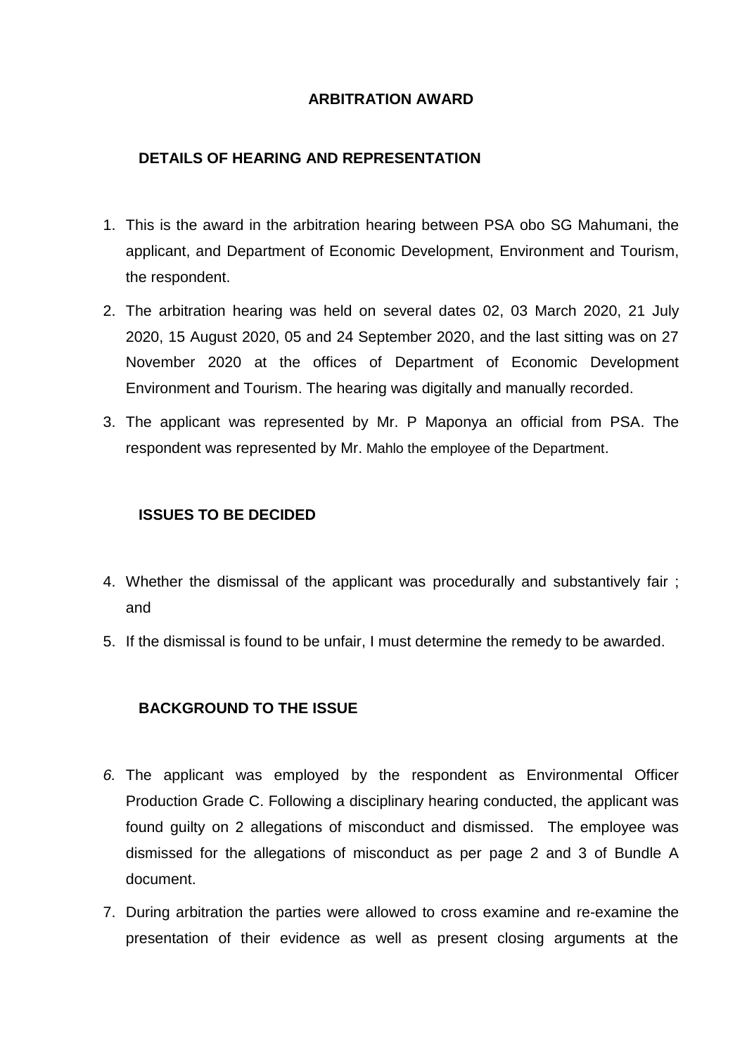## ARBITRATION AWARD

### DETAILS OF HEARING AND REPRESENTATION

1. This is the award in the arbitration hearing between PSA obo SG Mahumani, the applicant, and Department of Economic Development, Environment and Tourism, the respondent.
2. The arbitration hearing was held on several dates 02, 03 March 2020, 21 July 2020, 15 August 2020, 05 and 24 September 2020, and the last sitting was on 27 November 2020 at the offices of Department of Economic Development Environment and Tourism. The hearing was digitally and manually recorded.
3. The applicant was represented by Mr. P Maponya an official from PSA. The respondent was represented by Mr. Mahlo the employee of the Department.

### ISSUES TO BE DECIDED

4. Whether the dismissal of the applicant was procedurally and substantively fair ; and
5. If the dismissal is found to be unfair, I must determine the remedy to be awarded.

### BACKGROUND TO THE ISSUE

6. The applicant was employed by the respondent as Environmental Officer Production Grade C. Following a disciplinary hearing conducted, the applicant was found guilty on 2 allegations of misconduct and dismissed. The employee was dismissed for the allegations of misconduct as per page 2 and 3 of Bundle A document.
7. During arbitration the parties were allowed to cross examine and re-examine the presentation of their evidence as well as present closing arguments at the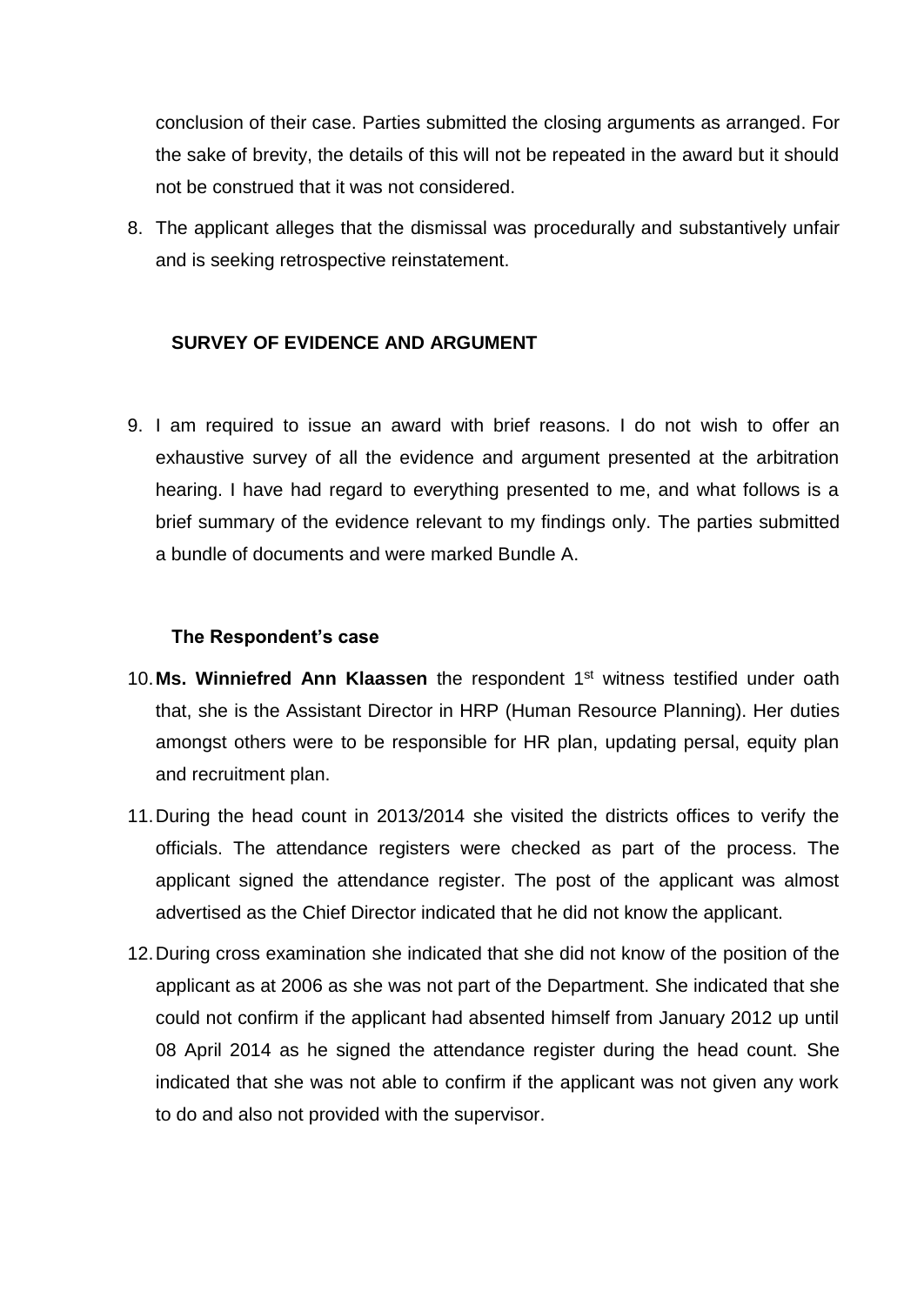conclusion of their case. Parties submitted the closing arguments as arranged. For the sake of brevity, the details of this will not be repeated in the award but it should not be construed that it was not considered.

8. The applicant alleges that the dismissal was procedurally and substantively unfair and is seeking retrospective reinstatement.

## SURVEY OF EVIDENCE AND ARGUMENT

9. I am required to issue an award with brief reasons. I do not wish to offer an exhaustive survey of all the evidence and argument presented at the arbitration hearing. I have had regard to everything presented to me, and what follows is a brief summary of the evidence relevant to my findings only. The parties submitted a bundle of documents and were marked Bundle A.

### The Respondent's case

10. **Ms. Winniefred Ann Klaassen** the respondent 1st witness testified under oath that, she is the Assistant Director in HRP (Human Resource Planning). Her duties amongst others were to be responsible for HR plan, updating persal, equity plan and recruitment plan.

11. During the head count in 2013/2014 she visited the districts offices to verify the officials. The attendance registers were checked as part of the process. The applicant signed the attendance register. The post of the applicant was almost advertised as the Chief Director indicated that he did not know the applicant.

12. During cross examination she indicated that she did not know of the position of the applicant as at 2006 as she was not part of the Department. She indicated that she could not confirm if the applicant had absented himself from January 2012 up until 08 April 2014 as he signed the attendance register during the head count. She indicated that she was not able to confirm if the applicant was not given any work to do and also not provided with the supervisor.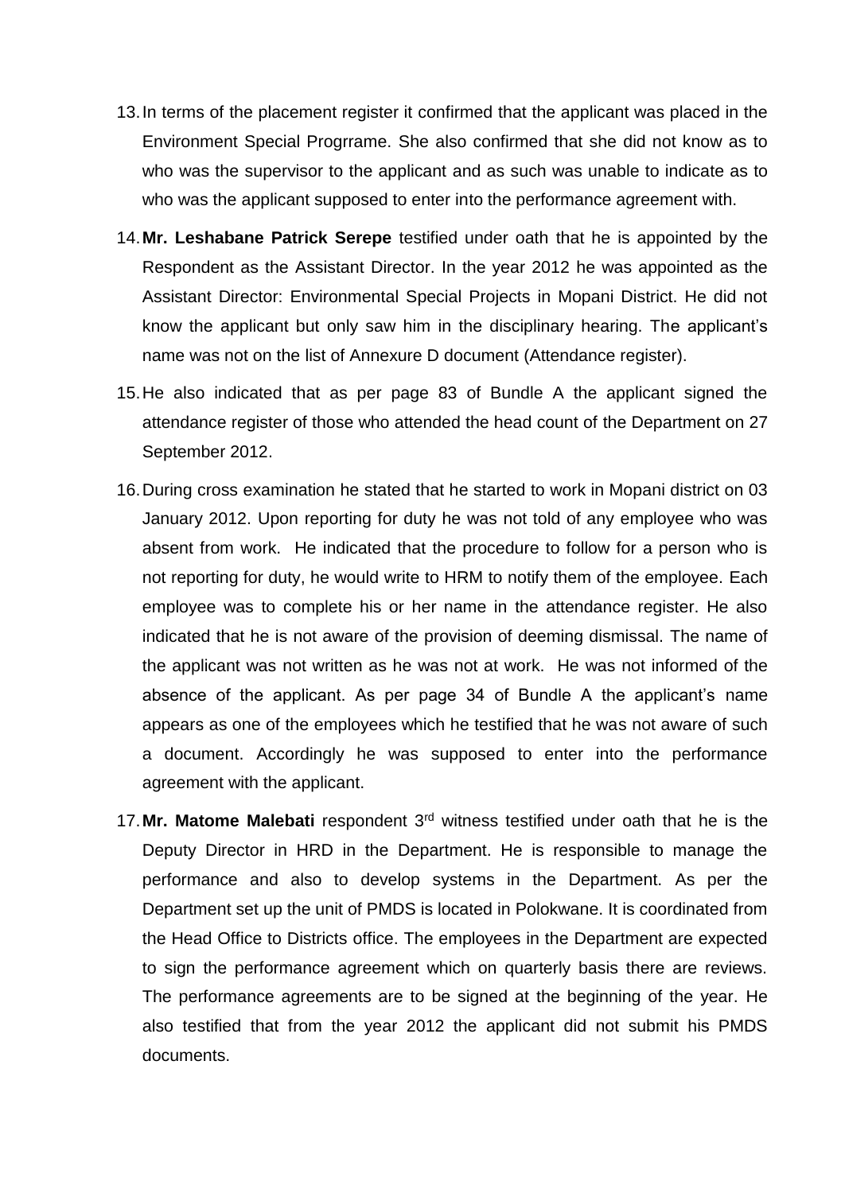13. In terms of the placement register it confirmed that the applicant was placed in the Environment Special Progrrame. She also confirmed that she did not know as to who was the supervisor to the applicant and as such was unable to indicate as to who was the applicant supposed to enter into the performance agreement with.

14. **Mr. Leshabane Patrick Serepe** testified under oath that he is appointed by the Respondent as the Assistant Director. In the year 2012 he was appointed as the Assistant Director: Environmental Special Projects in Mopani District. He did not know the applicant but only saw him in the disciplinary hearing. The applicant's name was not on the list of Annexure D document (Attendance register).

15. He also indicated that as per page 83 of Bundle A the applicant signed the attendance register of those who attended the head count of the Department on 27 September 2012.

16. During cross examination he stated that he started to work in Mopani district on 03 January 2012. Upon reporting for duty he was not told of any employee who was absent from work. He indicated that the procedure to follow for a person who is not reporting for duty, he would write to HRM to notify them of the employee. Each employee was to complete his or her name in the attendance register. He also indicated that he is not aware of the provision of deeming dismissal. The name of the applicant was not written as he was not at work. He was not informed of the absence of the applicant. As per page 34 of Bundle A the applicant's name appears as one of the employees which he testified that he was not aware of such a document. Accordingly he was supposed to enter into the performance agreement with the applicant.

17. **Mr. Matome Malebati** respondent 3rd witness testified under oath that he is the Deputy Director in HRD in the Department. He is responsible to manage the performance and also to develop systems in the Department. As per the Department set up the unit of PMDS is located in Polokwane. It is coordinated from the Head Office to Districts office. The employees in the Department are expected to sign the performance agreement which on quarterly basis there are reviews. The performance agreements are to be signed at the beginning of the year. He also testified that from the year 2012 the applicant did not submit his PMDS documents.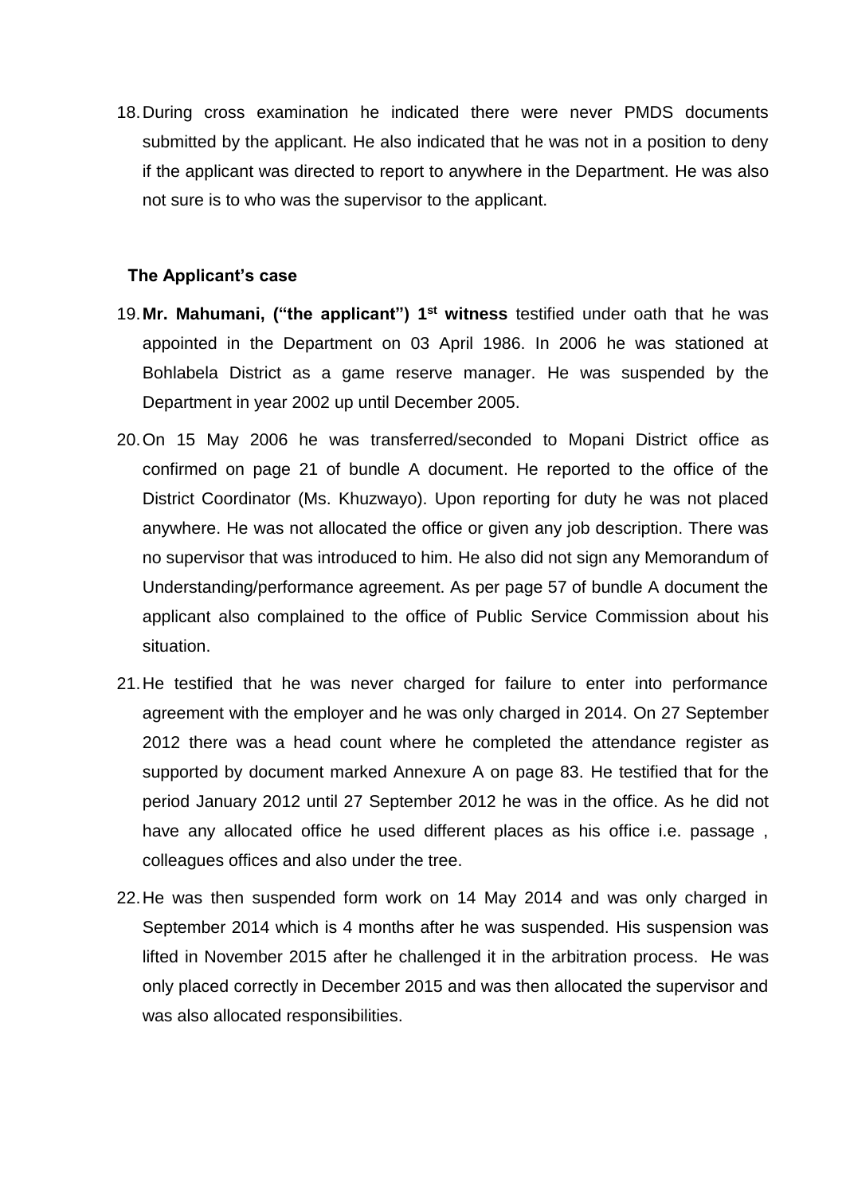18. During cross examination he indicated there were never PMDS documents submitted by the applicant. He also indicated that he was not in a position to deny if the applicant was directed to report to anywhere in the Department. He was also not sure is to who was the supervisor to the applicant.

**The Applicant's case**

19. **Mr. Mahumani, ("the applicant") 1st witness** testified under oath that he was appointed in the Department on 03 April 1986. In 2006 he was stationed at Bohlabela District as a game reserve manager. He was suspended by the Department in year 2002 up until December 2005.

20. On 15 May 2006 he was transferred/seconded to Mopani District office as confirmed on page 21 of bundle A document. He reported to the office of the District Coordinator (Ms. Khuzwayo). Upon reporting for duty he was not placed anywhere. He was not allocated the office or given any job description. There was no supervisor that was introduced to him. He also did not sign any Memorandum of Understanding/performance agreement. As per page 57 of bundle A document the applicant also complained to the office of Public Service Commission about his situation.

21. He testified that he was never charged for failure to enter into performance agreement with the employer and he was only charged in 2014. On 27 September 2012 there was a head count where he completed the attendance register as supported by document marked Annexure A on page 83. He testified that for the period January 2012 until 27 September 2012 he was in the office. As he did not have any allocated office he used different places as his office i.e. passage , colleagues offices and also under the tree.

22. He was then suspended form work on 14 May 2014 and was only charged in September 2014 which is 4 months after he was suspended. His suspension was lifted in November 2015 after he challenged it in the arbitration process. He was only placed correctly in December 2015 and was then allocated the supervisor and was also allocated responsibilities.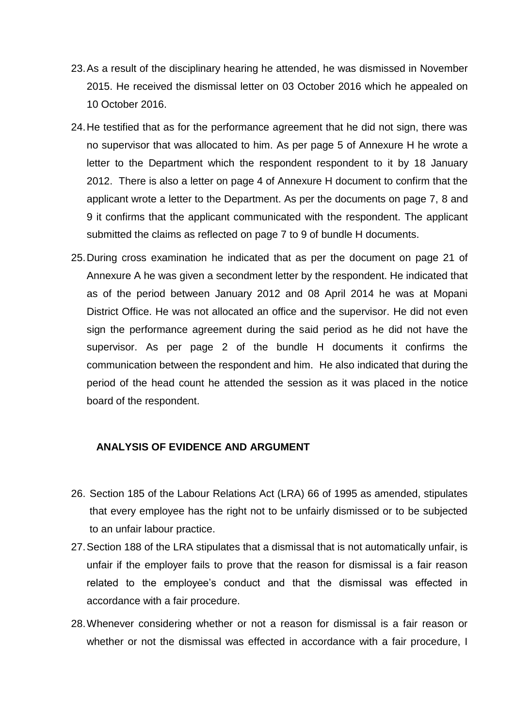23. As a result of the disciplinary hearing he attended, he was dismissed in November 2015. He received the dismissal letter on 03 October 2016 which he appealed on 10 October 2016.

24. He testified that as for the performance agreement that he did not sign, there was no supervisor that was allocated to him. As per page 5 of Annexure H he wrote a letter to the Department which the respondent respondent to it by 18 January 2012. There is also a letter on page 4 of Annexure H document to confirm that the applicant wrote a letter to the Department. As per the documents on page 7, 8 and 9 it confirms that the applicant communicated with the respondent. The applicant submitted the claims as reflected on page 7 to 9 of bundle H documents.

25. During cross examination he indicated that as per the document on page 21 of Annexure A he was given a secondment letter by the respondent. He indicated that as of the period between January 2012 and 08 April 2014 he was at Mopani District Office. He was not allocated an office and the supervisor. He did not even sign the performance agreement during the said period as he did not have the supervisor. As per page 2 of the bundle H documents it confirms the communication between the respondent and him. He also indicated that during the period of the head count he attended the session as it was placed in the notice board of the respondent.

## ANALYSIS OF EVIDENCE AND ARGUMENT

26. Section 185 of the Labour Relations Act (LRA) 66 of 1995 as amended, stipulates that every employee has the right not to be unfairly dismissed or to be subjected to an unfair labour practice.

27. Section 188 of the LRA stipulates that a dismissal that is not automatically unfair, is unfair if the employer fails to prove that the reason for dismissal is a fair reason related to the employee's conduct and that the dismissal was effected in accordance with a fair procedure.

28. Whenever considering whether or not a reason for dismissal is a fair reason or whether or not the dismissal was effected in accordance with a fair procedure, I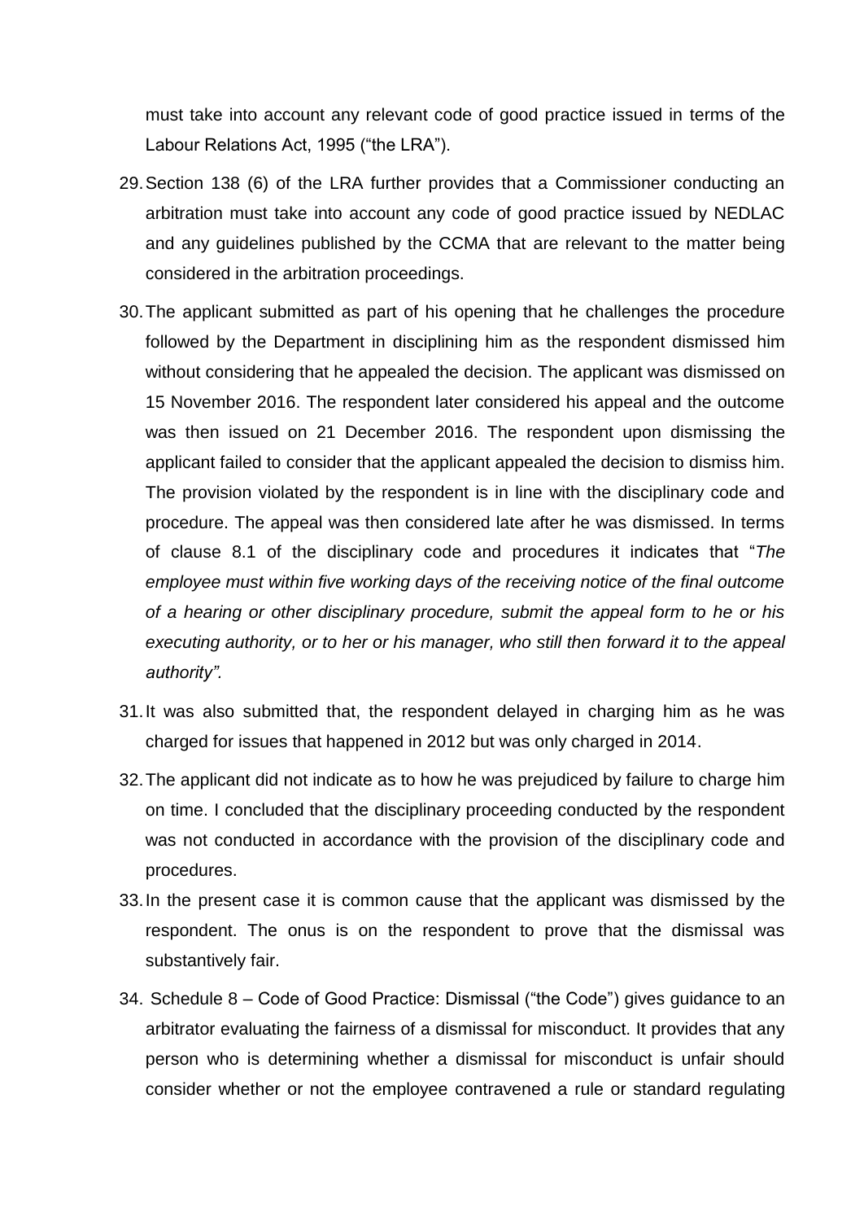must take into account any relevant code of good practice issued in terms of the Labour Relations Act, 1995 ("the LRA").

29. Section 138 (6) of the LRA further provides that a Commissioner conducting an arbitration must take into account any code of good practice issued by NEDLAC and any guidelines published by the CCMA that are relevant to the matter being considered in the arbitration proceedings.

30. The applicant submitted as part of his opening that he challenges the procedure followed by the Department in disciplining him as the respondent dismissed him without considering that he appealed the decision. The applicant was dismissed on 15 November 2016. The respondent later considered his appeal and the outcome was then issued on 21 December 2016. The respondent upon dismissing the applicant failed to consider that the applicant appealed the decision to dismiss him. The provision violated by the respondent is in line with the disciplinary code and procedure. The appeal was then considered late after he was dismissed. In terms of clause 8.1 of the disciplinary code and procedures it indicates that "*The employee must within five working days of the receiving notice of the final outcome of a hearing or other disciplinary procedure, submit the appeal form to he or his executing authority, or to her or his manager, who still then forward it to the appeal authority".*

31. It was also submitted that, the respondent delayed in charging him as he was charged for issues that happened in 2012 but was only charged in 2014.

32. The applicant did not indicate as to how he was prejudiced by failure to charge him on time. I concluded that the disciplinary proceeding conducted by the respondent was not conducted in accordance with the provision of the disciplinary code and procedures.

33. In the present case it is common cause that the applicant was dismissed by the respondent. The onus is on the respondent to prove that the dismissal was substantively fair.

34. Schedule 8 – Code of Good Practice: Dismissal ("the Code") gives guidance to an arbitrator evaluating the fairness of a dismissal for misconduct. It provides that any person who is determining whether a dismissal for misconduct is unfair should consider whether or not the employee contravened a rule or standard regulating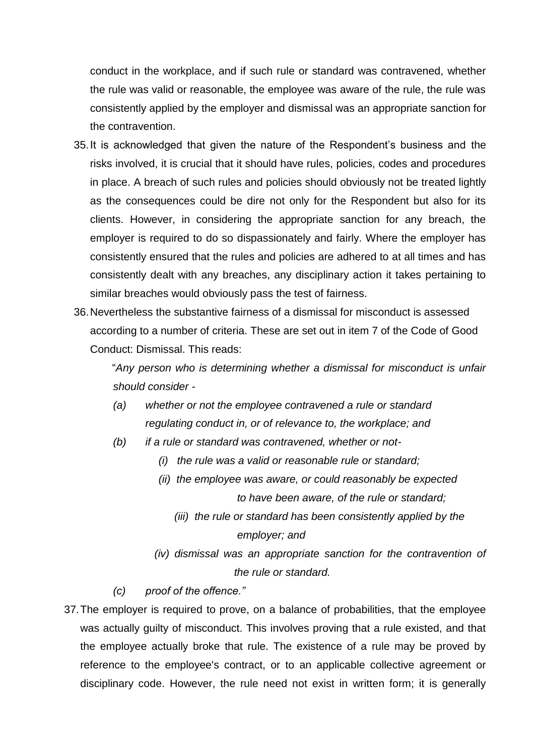conduct in the workplace, and if such rule or standard was contravened, whether the rule was valid or reasonable, the employee was aware of the rule, the rule was consistently applied by the employer and dismissal was an appropriate sanction for the contravention.

35. It is acknowledged that given the nature of the Respondent's business and the risks involved, it is crucial that it should have rules, policies, codes and procedures in place. A breach of such rules and policies should obviously not be treated lightly as the consequences could be dire not only for the Respondent but also for its clients. However, in considering the appropriate sanction for any breach, the employer is required to do so dispassionately and fairly. Where the employer has consistently ensured that the rules and policies are adhered to at all times and has consistently dealt with any breaches, any disciplinary action it takes pertaining to similar breaches would obviously pass the test of fairness.

36. Nevertheless the substantive fairness of a dismissal for misconduct is assessed according to a number of criteria. These are set out in item 7 of the Code of Good Conduct: Dismissal. This reads:

> "*Any person who is determining whether a dismissal for misconduct is unfair should consider -*
>
> *(a) whether or not the employee contravened a rule or standard regulating conduct in, or of relevance to, the workplace; and*
>
> *(b) if a rule or standard was contravened, whether or not-*
>
> *(i) the rule was a valid or reasonable rule or standard;*
>
> *(ii) the employee was aware, or could reasonably be expected to have been aware, of the rule or standard;*
>
> *(iii) the rule or standard has been consistently applied by the employer; and*
>
> *(iv) dismissal was an appropriate sanction for the contravention of the rule or standard.*
>
> *(c) proof of the offence."*

37. The employer is required to prove, on a balance of probabilities, that the employee was actually guilty of misconduct. This involves proving that a rule existed, and that the employee actually broke that rule. The existence of a rule may be proved by reference to the employee's contract, or to an applicable collective agreement or disciplinary code. However, the rule need not exist in written form; it is generally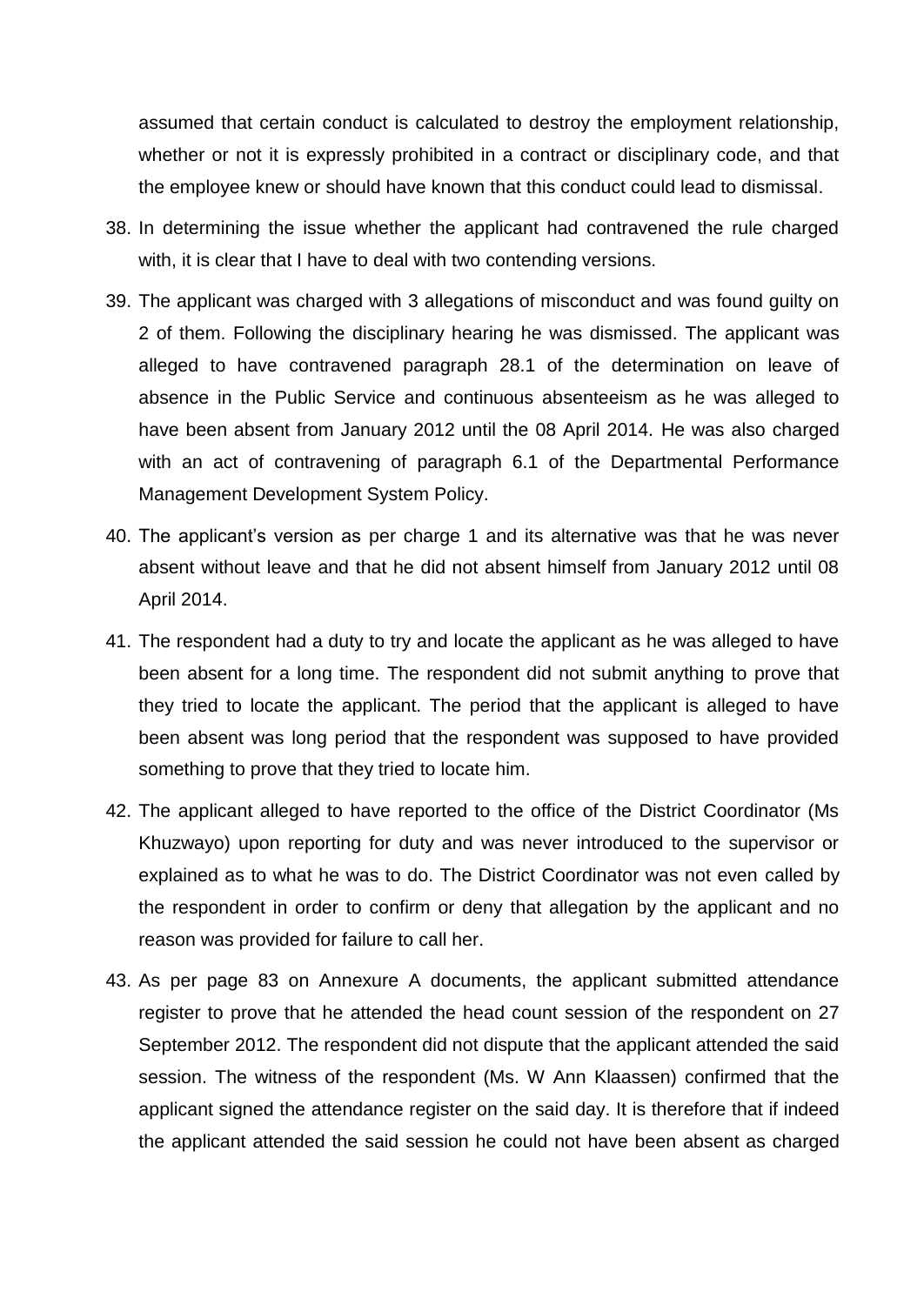assumed that certain conduct is calculated to destroy the employment relationship, whether or not it is expressly prohibited in a contract or disciplinary code, and that the employee knew or should have known that this conduct could lead to dismissal.

38. In determining the issue whether the applicant had contravened the rule charged with, it is clear that I have to deal with two contending versions.

39. The applicant was charged with 3 allegations of misconduct and was found guilty on 2 of them. Following the disciplinary hearing he was dismissed. The applicant was alleged to have contravened paragraph 28.1 of the determination on leave of absence in the Public Service and continuous absenteeism as he was alleged to have been absent from January 2012 until the 08 April 2014. He was also charged with an act of contravening of paragraph 6.1 of the Departmental Performance Management Development System Policy.

40. The applicant's version as per charge 1 and its alternative was that he was never absent without leave and that he did not absent himself from January 2012 until 08 April 2014.

41. The respondent had a duty to try and locate the applicant as he was alleged to have been absent for a long time. The respondent did not submit anything to prove that they tried to locate the applicant. The period that the applicant is alleged to have been absent was long period that the respondent was supposed to have provided something to prove that they tried to locate him.

42. The applicant alleged to have reported to the office of the District Coordinator (Ms Khuzwayo) upon reporting for duty and was never introduced to the supervisor or explained as to what he was to do. The District Coordinator was not even called by the respondent in order to confirm or deny that allegation by the applicant and no reason was provided for failure to call her.

43. As per page 83 on Annexure A documents, the applicant submitted attendance register to prove that he attended the head count session of the respondent on 27 September 2012. The respondent did not dispute that the applicant attended the said session. The witness of the respondent (Ms. W Ann Klaassen) confirmed that the applicant signed the attendance register on the said day. It is therefore that if indeed the applicant attended the said session he could not have been absent as charged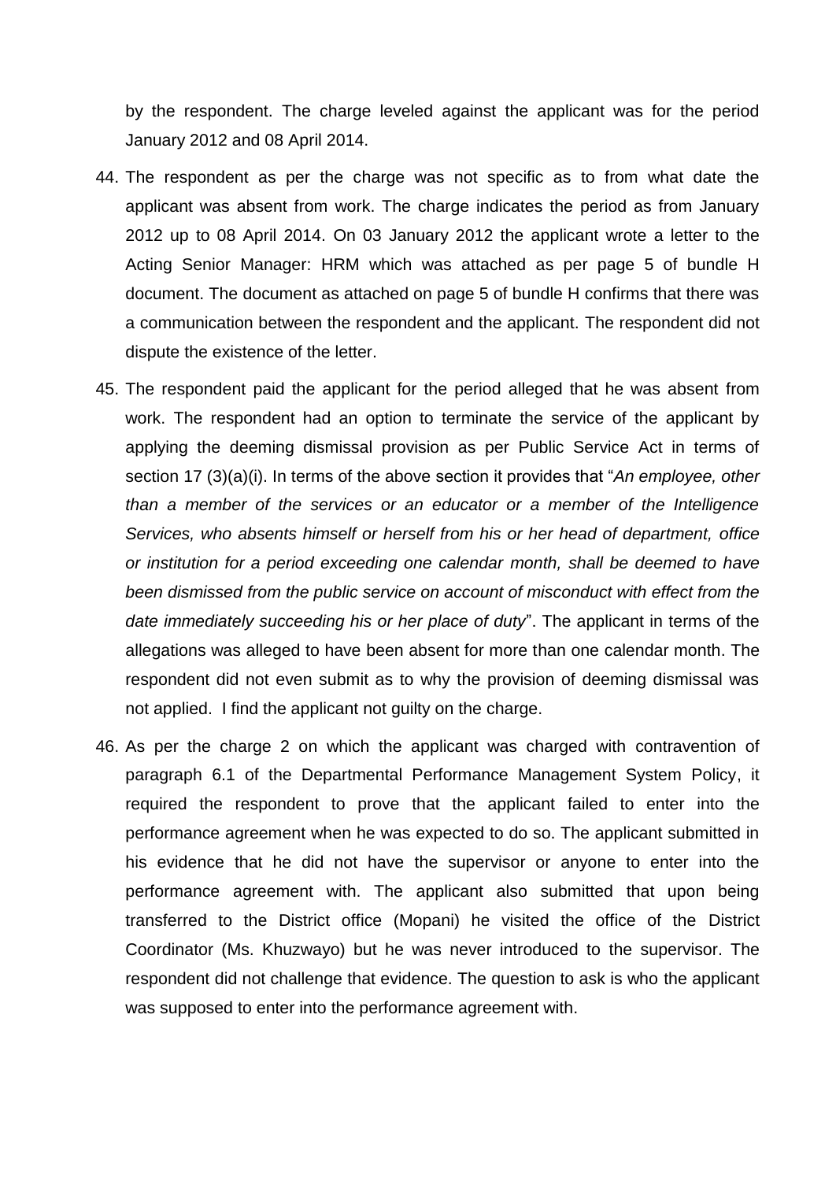by the respondent. The charge leveled against the applicant was for the period January 2012 and 08 April 2014.

44. The respondent as per the charge was not specific as to from what date the applicant was absent from work. The charge indicates the period as from January 2012 up to 08 April 2014. On 03 January 2012 the applicant wrote a letter to the Acting Senior Manager: HRM which was attached as per page 5 of bundle H document. The document as attached on page 5 of bundle H confirms that there was a communication between the respondent and the applicant. The respondent did not dispute the existence of the letter.

45. The respondent paid the applicant for the period alleged that he was absent from work. The respondent had an option to terminate the service of the applicant by applying the deeming dismissal provision as per Public Service Act in terms of section 17 (3)(a)(i). In terms of the above section it provides that "*An employee, other than a member of the services or an educator or a member of the Intelligence Services, who absents himself or herself from his or her head of department, office or institution for a period exceeding one calendar month, shall be deemed to have been dismissed from the public service on account of misconduct with effect from the date immediately succeeding his or her place of duty*". The applicant in terms of the allegations was alleged to have been absent for more than one calendar month. The respondent did not even submit as to why the provision of deeming dismissal was not applied. I find the applicant not guilty on the charge.

46. As per the charge 2 on which the applicant was charged with contravention of paragraph 6.1 of the Departmental Performance Management System Policy, it required the respondent to prove that the applicant failed to enter into the performance agreement when he was expected to do so. The applicant submitted in his evidence that he did not have the supervisor or anyone to enter into the performance agreement with. The applicant also submitted that upon being transferred to the District office (Mopani) he visited the office of the District Coordinator (Ms. Khuzwayo) but he was never introduced to the supervisor. The respondent did not challenge that evidence. The question to ask is who the applicant was supposed to enter into the performance agreement with.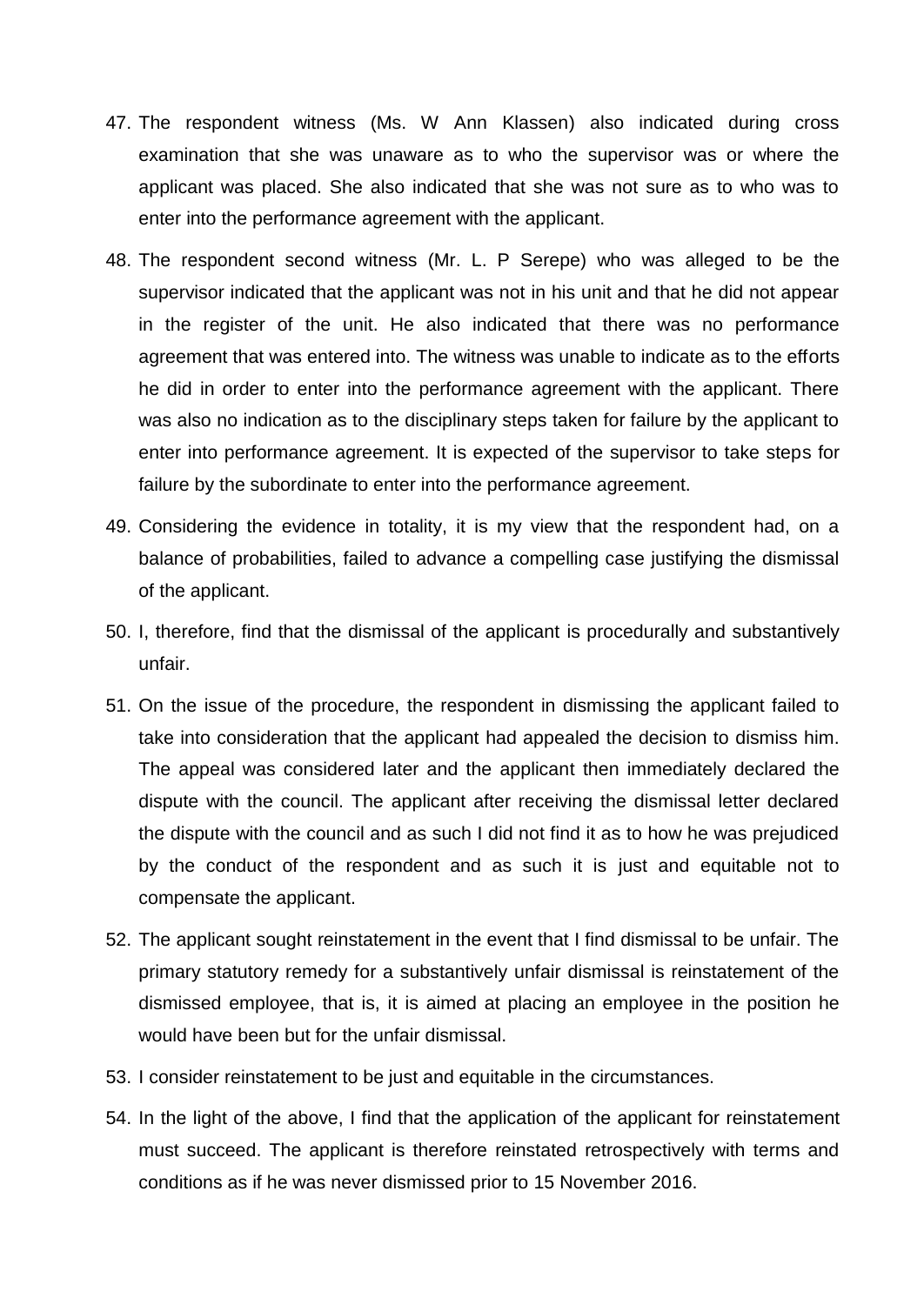47. The respondent witness (Ms. W Ann Klassen) also indicated during cross examination that she was unaware as to who the supervisor was or where the applicant was placed. She also indicated that she was not sure as to who was to enter into the performance agreement with the applicant.

48. The respondent second witness (Mr. L. P Serepe) who was alleged to be the supervisor indicated that the applicant was not in his unit and that he did not appear in the register of the unit. He also indicated that there was no performance agreement that was entered into. The witness was unable to indicate as to the efforts he did in order to enter into the performance agreement with the applicant. There was also no indication as to the disciplinary steps taken for failure by the applicant to enter into performance agreement. It is expected of the supervisor to take steps for failure by the subordinate to enter into the performance agreement.

49. Considering the evidence in totality, it is my view that the respondent had, on a balance of probabilities, failed to advance a compelling case justifying the dismissal of the applicant.

50. I, therefore, find that the dismissal of the applicant is procedurally and substantively unfair.

51. On the issue of the procedure, the respondent in dismissing the applicant failed to take into consideration that the applicant had appealed the decision to dismiss him. The appeal was considered later and the applicant then immediately declared the dispute with the council. The applicant after receiving the dismissal letter declared the dispute with the council and as such I did not find it as to how he was prejudiced by the conduct of the respondent and as such it is just and equitable not to compensate the applicant.

52. The applicant sought reinstatement in the event that I find dismissal to be unfair. The primary statutory remedy for a substantively unfair dismissal is reinstatement of the dismissed employee, that is, it is aimed at placing an employee in the position he would have been but for the unfair dismissal.

53. I consider reinstatement to be just and equitable in the circumstances.

54. In the light of the above, I find that the application of the applicant for reinstatement must succeed. The applicant is therefore reinstated retrospectively with terms and conditions as if he was never dismissed prior to 15 November 2016.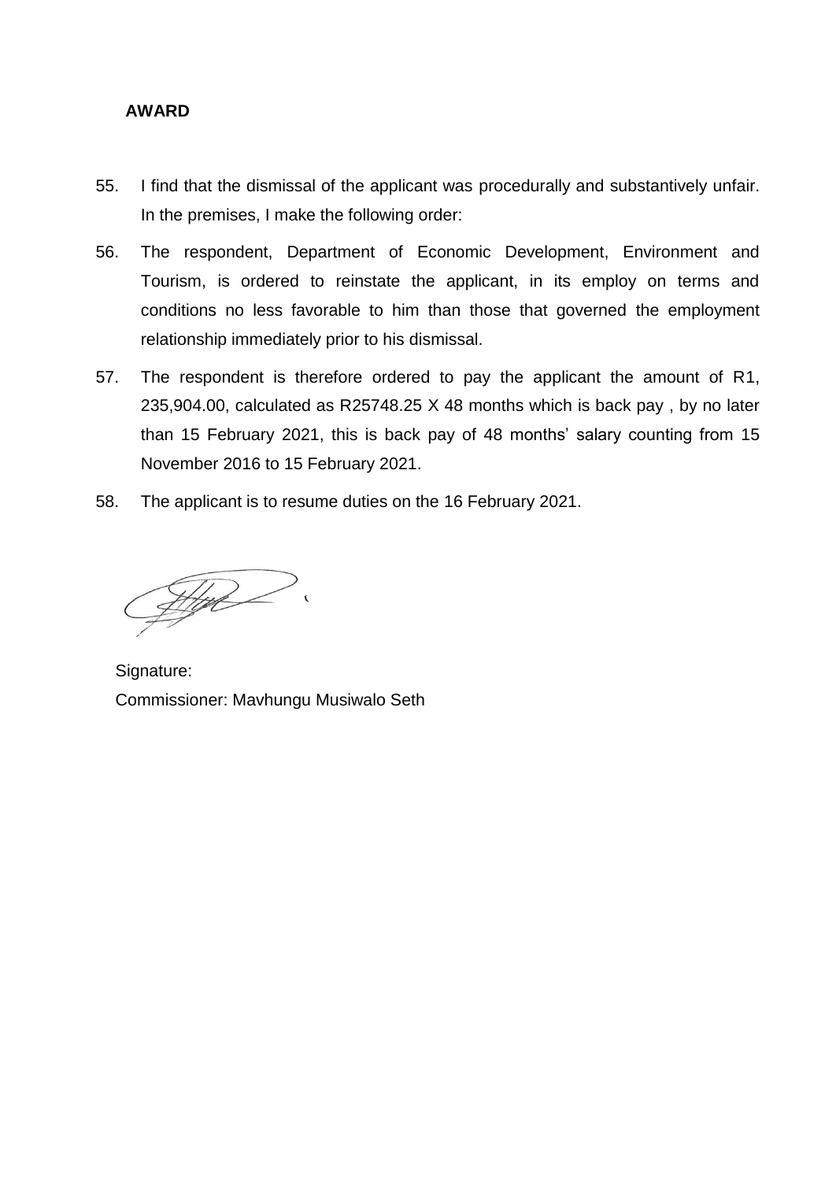**AWARD**

55. I find that the dismissal of the applicant was procedurally and substantively unfair. In the premises, I make the following order:

56. The respondent, Department of Economic Development, Environment and Tourism, is ordered to reinstate the applicant, in its employ on terms and conditions no less favorable to him than those that governed the employment relationship immediately prior to his dismissal.

57. The respondent is therefore ordered to pay the applicant the amount of R1, 235,904.00, calculated as R25748.25 X 48 months which is back pay , by no later than 15 February 2021, this is back pay of 48 months' salary counting from 15 November 2016 to 15 February 2021.

58. The applicant is to resume duties on the 16 February 2021.

Signature:

Commissioner: Mavhungu Musiwalo Seth